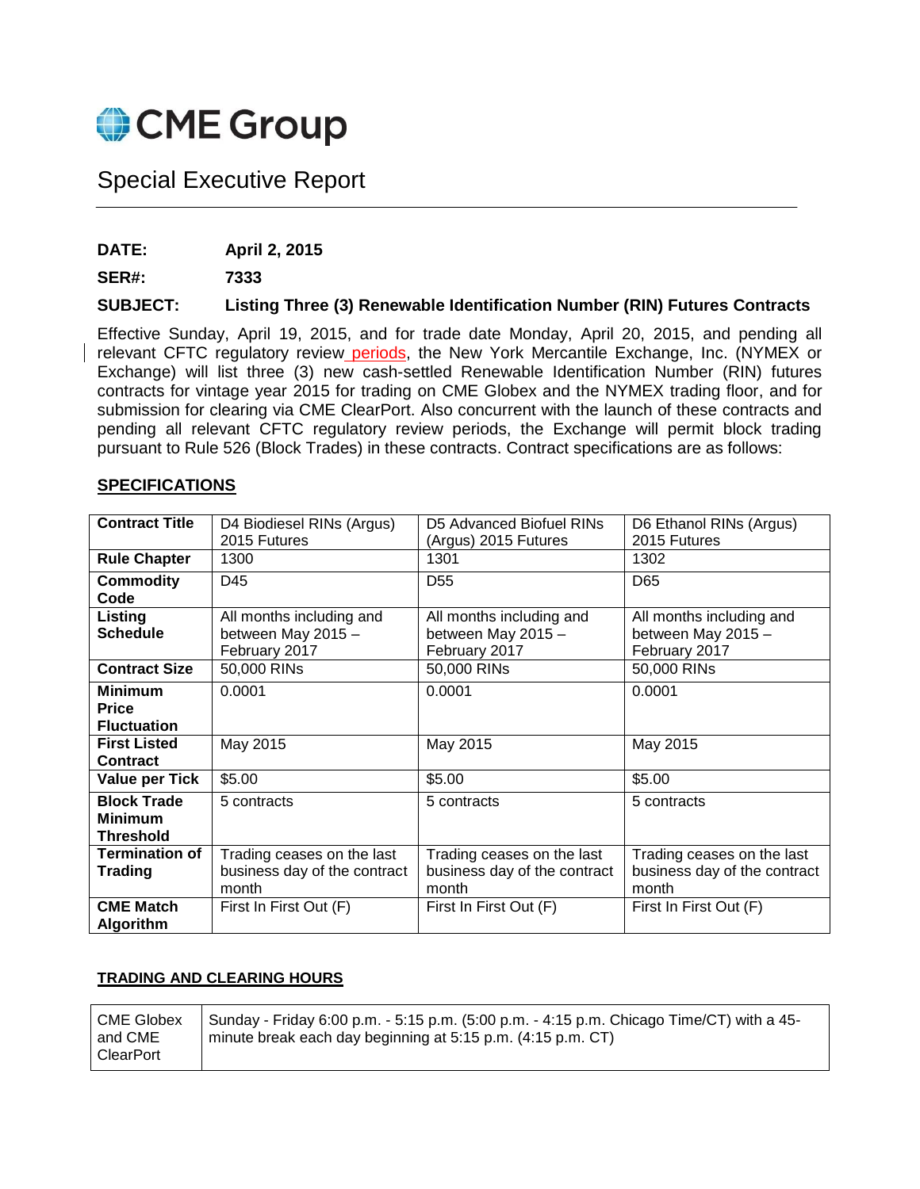CME Group

# Special Executive Report

**DATE:** **April 2, 2015**

**SER#:** **7333**

**SUBJECT:** **Listing Three (3) Renewable Identification Number (RIN) Futures Contracts**

Effective Sunday, April 19, 2015, and for trade date Monday, April 20, 2015, and pending all relevant CFTC regulatory review periods, the New York Mercantile Exchange, Inc. (NYMEX or Exchange) will list three (3) new cash-settled Renewable Identification Number (RIN) futures contracts for vintage year 2015 for trading on CME Globex and the NYMEX trading floor, and for submission for clearing via CME ClearPort. Also concurrent with the launch of these contracts and pending all relevant CFTC regulatory review periods, the Exchange will permit block trading pursuant to Rule 526 (Block Trades) in these contracts. Contract specifications are as follows:

## SPECIFICATIONS

| **Contract Title** | D4 Biodiesel RINs (Argus) 2015 Futures | D5 Advanced Biofuel RINs (Argus) 2015 Futures | D6 Ethanol RINs (Argus) 2015 Futures |
|---|---|---|---|
| **Rule Chapter** | 1300 | 1301 | 1302 |
| **Commodity Code** | D45 | D55 | D65 |
| **Listing Schedule** | All months including and between May 2015 – February 2017 | All months including and between May 2015 – February 2017 | All months including and between May 2015 – February 2017 |
| **Contract Size** | 50,000 RINs | 50,000 RINs | 50,000 RINs |
| **Minimum Price Fluctuation** | 0.0001 | 0.0001 | 0.0001 |
| **First Listed Contract** | May 2015 | May 2015 | May 2015 |
| **Value per Tick** | $5.00 | $5.00 | $5.00 |
| **Block Trade Minimum Threshold** | 5 contracts | 5 contracts | 5 contracts |
| **Termination of Trading** | Trading ceases on the last business day of the contract month | Trading ceases on the last business day of the contract month | Trading ceases on the last business day of the contract month |
| **CME Match Algorithm** | First In First Out (F) | First In First Out (F) | First In First Out (F) |

## TRADING AND CLEARING HOURS

| CME Globex and CME ClearPort | Sunday - Friday 6:00 p.m. - 5:15 p.m. (5:00 p.m. - 4:15 p.m. Chicago Time/CT) with a 45-minute break each day beginning at 5:15 p.m. (4:15 p.m. CT) |
|---|---|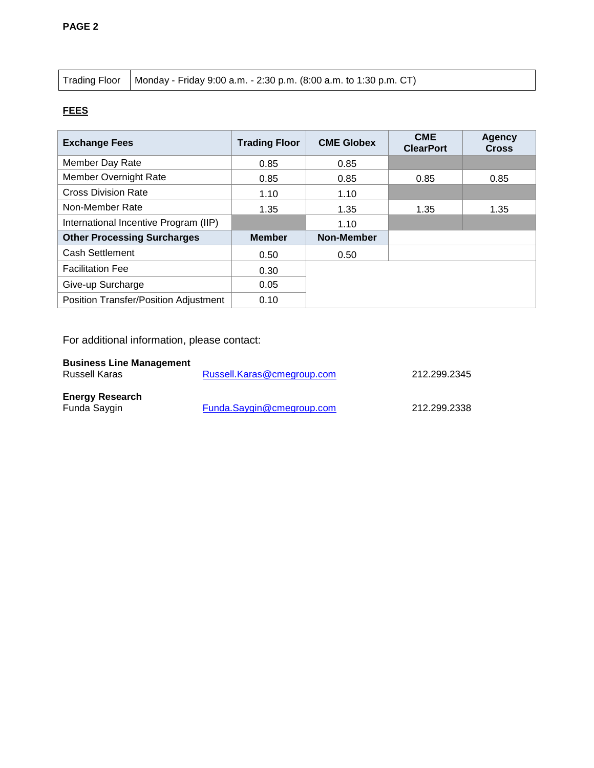| | |
|---|---|
| Trading Floor | Monday - Friday 9:00 a.m. - 2:30 p.m. (8:00 a.m. to 1:30 p.m. CT) |

**FEES**

| Exchange Fees | Trading Floor | CME Globex | CME ClearPort | Agency Cross |
|---|---|---|---|---|
| Member Day Rate | 0.85 | 0.85 | | |
| Member Overnight Rate | 0.85 | 0.85 | 0.85 | 0.85 |
| Cross Division Rate | 1.10 | 1.10 | | |
| Non-Member Rate | 1.35 | 1.35 | 1.35 | 1.35 |
| International Incentive Program (IIP) | | 1.10 | | |
| **Other Processing Surcharges** | **Member** | **Non-Member** | | |
| Cash Settlement | 0.50 | 0.50 | | |
| Facilitation Fee | 0.30 | | | |
| Give-up Surcharge | 0.05 | | | |
| Position Transfer/Position Adjustment | 0.10 | | | |

For additional information, please contact:

**Business Line Management**
Russell Karas Russell.Karas@cmegroup.com 212.299.2345

**Energy Research**
Funda Saygin Funda.Saygin@cmegroup.com 212.299.2338